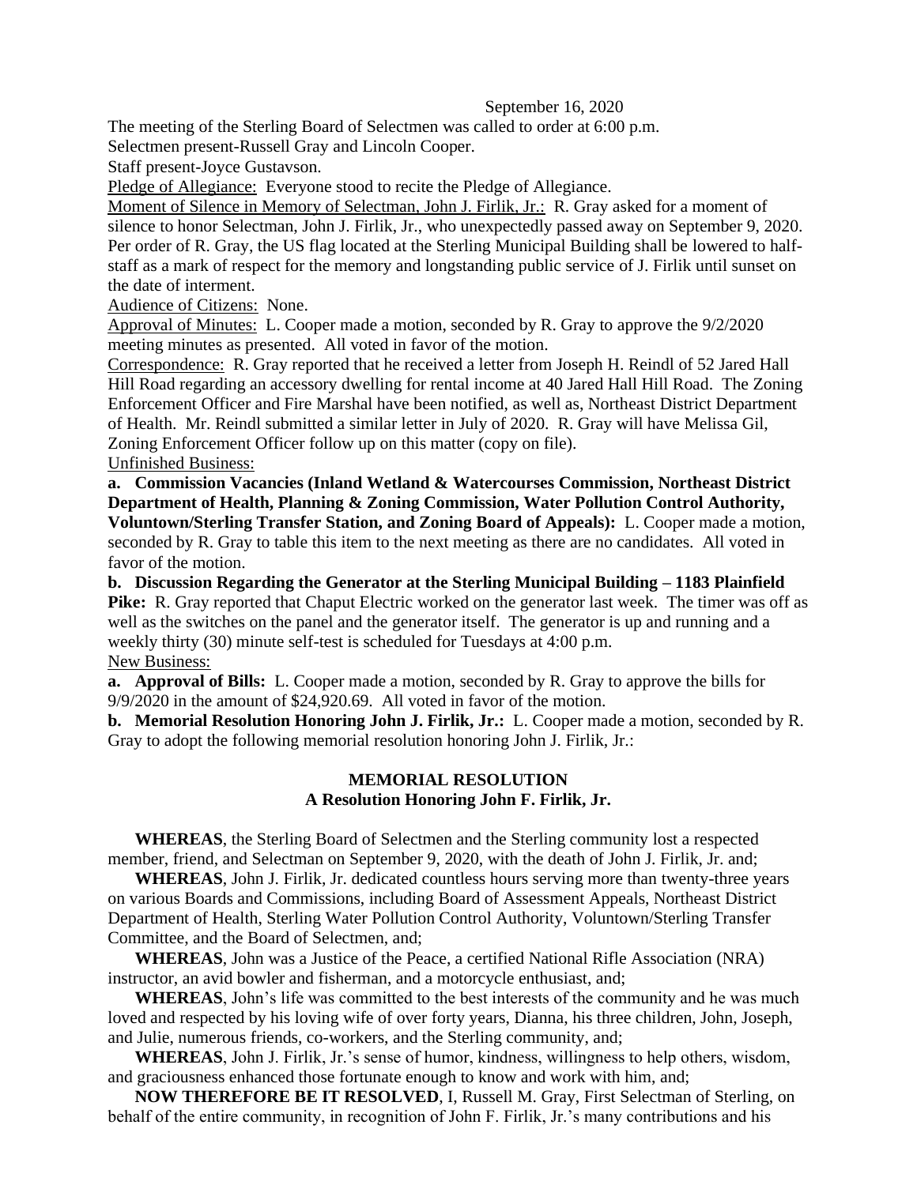September 16, 2020

The meeting of the Sterling Board of Selectmen was called to order at 6:00 p.m.

Selectmen present-Russell Gray and Lincoln Cooper.

Staff present-Joyce Gustavson.

Pledge of Allegiance: Everyone stood to recite the Pledge of Allegiance.

Moment of Silence in Memory of Selectman, John J. Firlik, Jr.: R. Gray asked for a moment of silence to honor Selectman, John J. Firlik, Jr., who unexpectedly passed away on September 9, 2020. Per order of R. Gray, the US flag located at the Sterling Municipal Building shall be lowered to half-staff as a mark of respect for the memory and longstanding public service of J. Firlik until sunset on the date of interment.

Audience of Citizens: None.

Approval of Minutes: L. Cooper made a motion, seconded by R. Gray to approve the 9/2/2020 meeting minutes as presented. All voted in favor of the motion.

Correspondence: R. Gray reported that he received a letter from Joseph H. Reindl of 52 Jared Hall Hill Road regarding an accessory dwelling for rental income at 40 Jared Hall Hill Road. The Zoning Enforcement Officer and Fire Marshal have been notified, as well as, Northeast District Department of Health. Mr. Reindl submitted a similar letter in July of 2020. R. Gray will have Melissa Gil, Zoning Enforcement Officer follow up on this matter (copy on file).

Unfinished Business:

**a. Commission Vacancies (Inland Wetland & Watercourses Commission, Northeast District Department of Health, Planning & Zoning Commission, Water Pollution Control Authority, Voluntown/Sterling Transfer Station, and Zoning Board of Appeals):** L. Cooper made a motion, seconded by R. Gray to table this item to the next meeting as there are no candidates. All voted in favor of the motion.

**b. Discussion Regarding the Generator at the Sterling Municipal Building – 1183 Plainfield Pike:** R. Gray reported that Chaput Electric worked on the generator last week. The timer was off as well as the switches on the panel and the generator itself. The generator is up and running and a weekly thirty (30) minute self-test is scheduled for Tuesdays at 4:00 p.m.

New Business:

**a. Approval of Bills:** L. Cooper made a motion, seconded by R. Gray to approve the bills for 9/9/2020 in the amount of $24,920.69. All voted in favor of the motion.

**b. Memorial Resolution Honoring John J. Firlik, Jr.:** L. Cooper made a motion, seconded by R. Gray to adopt the following memorial resolution honoring John J. Firlik, Jr.:

**MEMORIAL RESOLUTION**
**A Resolution Honoring John F. Firlik, Jr.**

**WHEREAS**, the Sterling Board of Selectmen and the Sterling community lost a respected member, friend, and Selectman on September 9, 2020, with the death of John J. Firlik, Jr. and;

**WHEREAS**, John J. Firlik, Jr. dedicated countless hours serving more than twenty-three years on various Boards and Commissions, including Board of Assessment Appeals, Northeast District Department of Health, Sterling Water Pollution Control Authority, Voluntown/Sterling Transfer Committee, and the Board of Selectmen, and;

**WHEREAS**, John was a Justice of the Peace, a certified National Rifle Association (NRA) instructor, an avid bowler and fisherman, and a motorcycle enthusiast, and;

**WHEREAS**, John's life was committed to the best interests of the community and he was much loved and respected by his loving wife of over forty years, Dianna, his three children, John, Joseph, and Julie, numerous friends, co-workers, and the Sterling community, and;

**WHEREAS**, John J. Firlik, Jr.'s sense of humor, kindness, willingness to help others, wisdom, and graciousness enhanced those fortunate enough to know and work with him, and;

**NOW THEREFORE BE IT RESOLVED**, I, Russell M. Gray, First Selectman of Sterling, on behalf of the entire community, in recognition of John F. Firlik, Jr.'s many contributions and his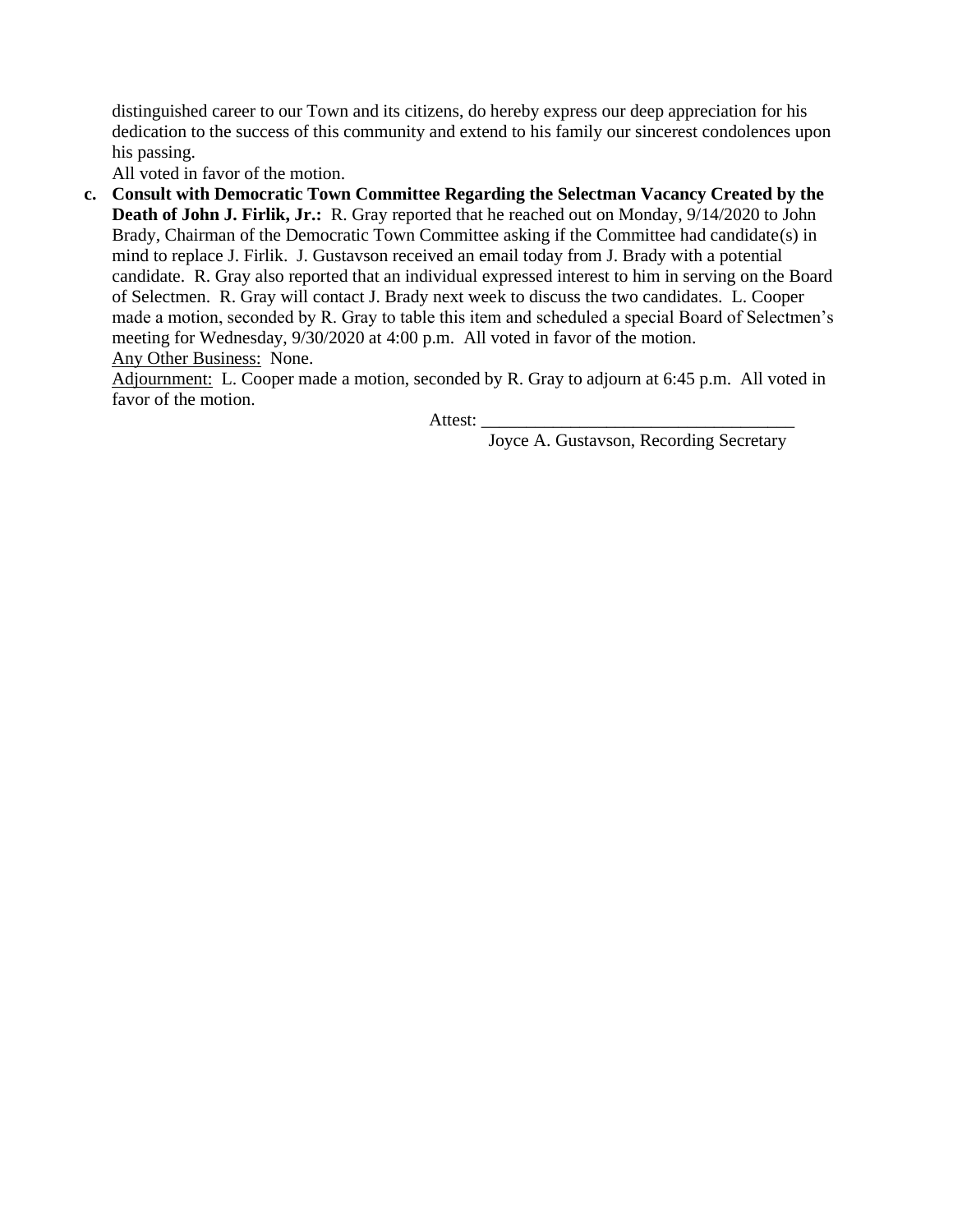distinguished career to our Town and its citizens, do hereby express our deep appreciation for his dedication to the success of this community and extend to his family our sincerest condolences upon his passing.

All voted in favor of the motion.

c. **Consult with Democratic Town Committee Regarding the Selectman Vacancy Created by the Death of John J. Firlik, Jr.:** R. Gray reported that he reached out on Monday, 9/14/2020 to John Brady, Chairman of the Democratic Town Committee asking if the Committee had candidate(s) in mind to replace J. Firlik. J. Gustavson received an email today from J. Brady with a potential candidate. R. Gray also reported that an individual expressed interest to him in serving on the Board of Selectmen. R. Gray will contact J. Brady next week to discuss the two candidates. L. Cooper made a motion, seconded by R. Gray to table this item and scheduled a special Board of Selectmen's meeting for Wednesday, 9/30/2020 at 4:00 p.m. All voted in favor of the motion.

<u>Any Other Business:</u> None.

<u>Adjournment:</u> L. Cooper made a motion, seconded by R. Gray to adjourn at 6:45 p.m. All voted in favor of the motion.

Attest: ___________________________________

Joyce A. Gustavson, Recording Secretary